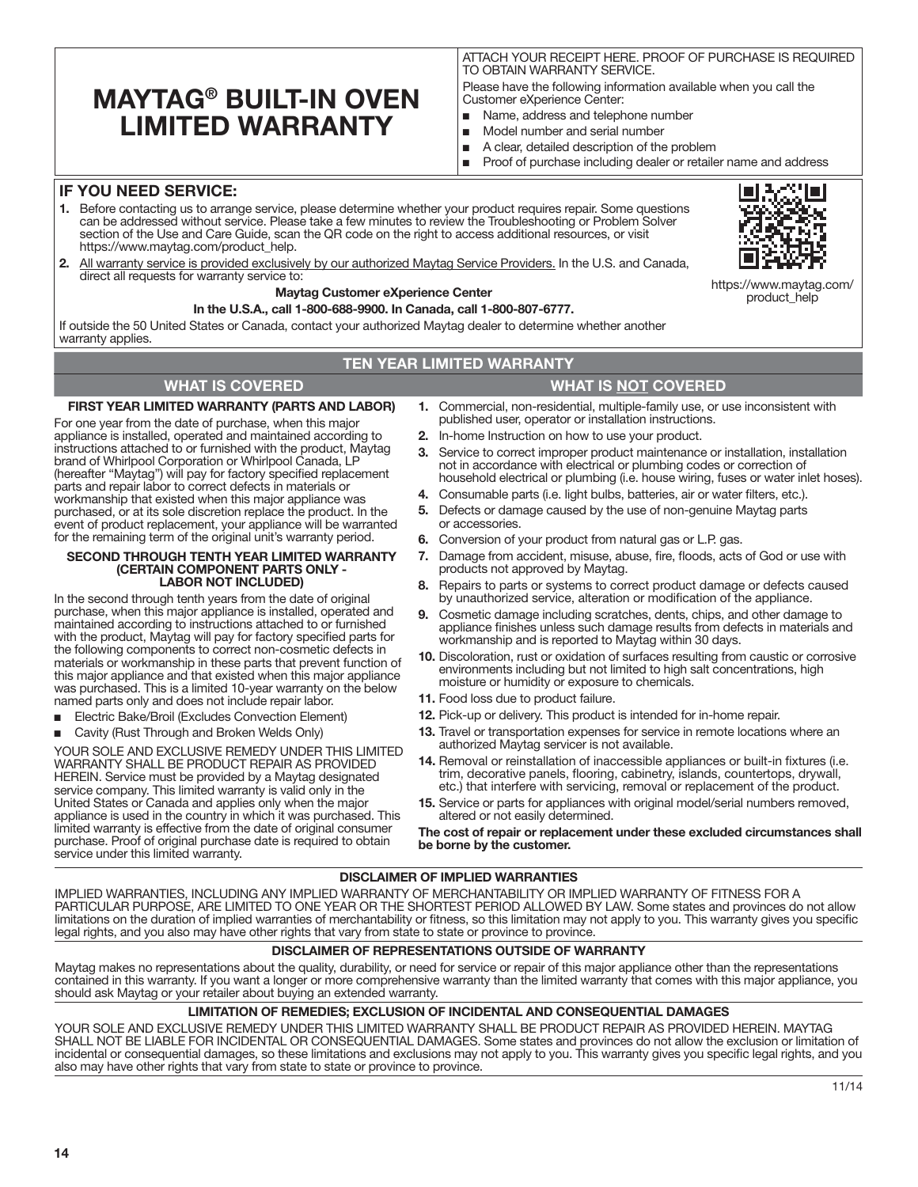# MAYTAG® BUILT-IN OVEN LIMITED WARRANTY

ATTACH YOUR RECEIPT HERE. PROOF OF PURCHASE IS REQUIRED TO OBTAIN WARRANTY SERVICE.

Please have the following information available when you call the Customer eXperience Center:

- Name, address and telephone number
- Model number and serial number
- A clear, detailed description of the problem
- Proof of purchase including dealer or retailer name and address

## IF YOU NEED SERVICE:

1. Before contacting us to arrange service, please determine whether your product requires repair. Some questions can be addressed without service. Please take a few minutes to review the Troubleshooting or Problem Solver section of the Use and Care Guide, scan the QR code on the right to access additional resources, or visit https://www.maytag.com/product_help.
2. All warranty service is provided exclusively by our authorized Maytag Service Providers. In the U.S. and Canada, direct all requests for warranty service to:

**Maytag Customer eXperience Center**

**In the U.S.A., call 1-800-688-9900. In Canada, call 1-800-807-6777.**

If outside the 50 United States or Canada, contact your authorized Maytag dealer to determine whether another warranty applies.

https://www.maytag.com/product_help

## TEN YEAR LIMITED WARRANTY

### WHAT IS COVERED

**FIRST YEAR LIMITED WARRANTY (PARTS AND LABOR)**

For one year from the date of purchase, when this major appliance is installed, operated and maintained according to instructions attached to or furnished with the product, Maytag brand of Whirlpool Corporation or Whirlpool Canada, LP (hereafter "Maytag") will pay for factory specified replacement parts and repair labor to correct defects in materials or workmanship that existed when this major appliance was purchased, or at its sole discretion replace the product. In the event of product replacement, your appliance will be warranted for the remaining term of the original unit's warranty period.

**SECOND THROUGH TENTH YEAR LIMITED WARRANTY (CERTAIN COMPONENT PARTS ONLY - LABOR NOT INCLUDED)**

In the second through tenth years from the date of original purchase, when this major appliance is installed, operated and maintained according to instructions attached to or furnished with the product, Maytag will pay for factory specified parts for the following components to correct non-cosmetic defects in materials or workmanship in these parts that prevent function of this major appliance and that existed when this major appliance was purchased. This is a limited 10-year warranty on the below named parts only and does not include repair labor.

- Electric Bake/Broil (Excludes Convection Element)
- Cavity (Rust Through and Broken Welds Only)

YOUR SOLE AND EXCLUSIVE REMEDY UNDER THIS LIMITED WARRANTY SHALL BE PRODUCT REPAIR AS PROVIDED HEREIN. Service must be provided by a Maytag designated service company. This limited warranty is valid only in the United States or Canada and applies only when the major appliance is used in the country in which it was purchased. This limited warranty is effective from the date of original consumer purchase. Proof of original purchase date is required to obtain service under this limited warranty.

### WHAT IS NOT COVERED

1. Commercial, non-residential, multiple-family use, or use inconsistent with published user, operator or installation instructions.
2. In-home Instruction on how to use your product.
3. Service to correct improper product maintenance or installation, installation not in accordance with electrical or plumbing codes or correction of household electrical or plumbing (i.e. house wiring, fuses or water inlet hoses).
4. Consumable parts (i.e. light bulbs, batteries, air or water filters, etc.).
5. Defects or damage caused by the use of non-genuine Maytag parts or accessories.
6. Conversion of your product from natural gas or L.P. gas.
7. Damage from accident, misuse, abuse, fire, floods, acts of God or use with products not approved by Maytag.
8. Repairs to parts or systems to correct product damage or defects caused by unauthorized service, alteration or modification of the appliance.
9. Cosmetic damage including scratches, dents, chips, and other damage to appliance finishes unless such damage results from defects in materials and workmanship and is reported to Maytag within 30 days.
10. Discoloration, rust or oxidation of surfaces resulting from caustic or corrosive environments including but not limited to high salt concentrations, high moisture or humidity or exposure to chemicals.
11. Food loss due to product failure.
12. Pick-up or delivery. This product is intended for in-home repair.
13. Travel or transportation expenses for service in remote locations where an authorized Maytag servicer is not available.
14. Removal or reinstallation of inaccessible appliances or built-in fixtures (i.e. trim, decorative panels, flooring, cabinetry, islands, countertops, drywall, etc.) that interfere with servicing, removal or replacement of the product.
15. Service or parts for appliances with original model/serial numbers removed, altered or not easily determined.

**The cost of repair or replacement under these excluded circumstances shall be borne by the customer.**

### DISCLAIMER OF IMPLIED WARRANTIES

IMPLIED WARRANTIES, INCLUDING ANY IMPLIED WARRANTY OF MERCHANTABILITY OR IMPLIED WARRANTY OF FITNESS FOR A PARTICULAR PURPOSE, ARE LIMITED TO ONE YEAR OR THE SHORTEST PERIOD ALLOWED BY LAW. Some states and provinces do not allow limitations on the duration of implied warranties of merchantability or fitness, so this limitation may not apply to you. This warranty gives you specific legal rights, and you also may have other rights that vary from state to state or province to province.

### DISCLAIMER OF REPRESENTATIONS OUTSIDE OF WARRANTY

Maytag makes no representations about the quality, durability, or need for service or repair of this major appliance other than the representations contained in this warranty. If you want a longer or more comprehensive warranty than the limited warranty that comes with this major appliance, you should ask Maytag or your retailer about buying an extended warranty.

### LIMITATION OF REMEDIES; EXCLUSION OF INCIDENTAL AND CONSEQUENTIAL DAMAGES

YOUR SOLE AND EXCLUSIVE REMEDY UNDER THIS LIMITED WARRANTY SHALL BE PRODUCT REPAIR AS PROVIDED HEREIN. MAYTAG SHALL NOT BE LIABLE FOR INCIDENTAL OR CONSEQUENTIAL DAMAGES. Some states and provinces do not allow the exclusion or limitation of incidental or consequential damages, so these limitations and exclusions may not apply to you. This warranty gives you specific legal rights, and you also may have other rights that vary from state to state or province to province.

11/14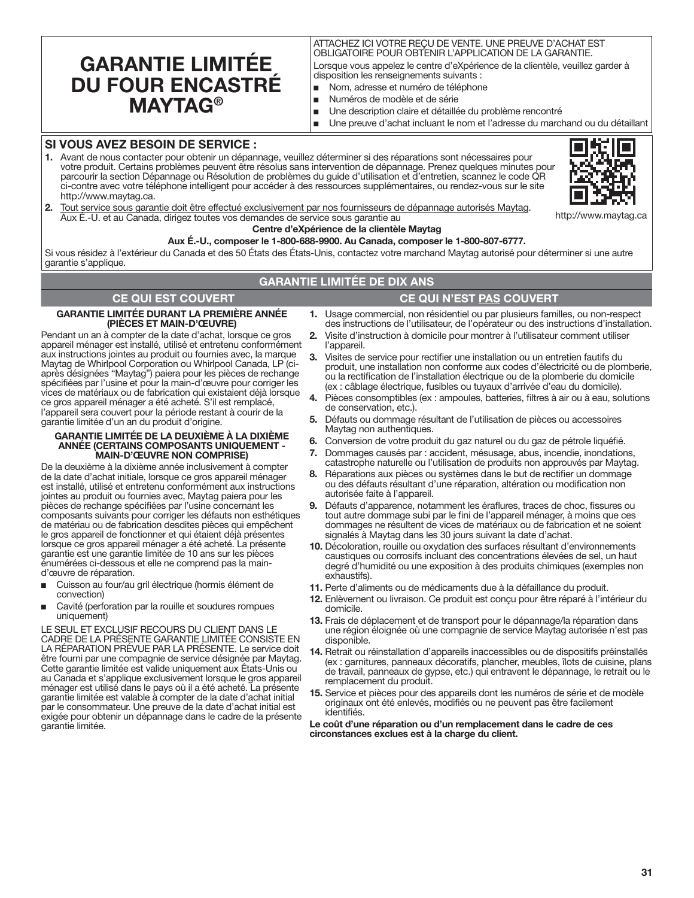# GARANTIE LIMITÉE DU FOUR ENCASTRÉ MAYTAG®

ATTACHEZ ICI VOTRE REÇU DE VENTE. UNE PREUVE D'ACHAT EST OBLIGATOIRE POUR OBTENIR L'APPLICATION DE LA GARANTIE.

Lorsque vous appelez le centre d'eXpérience de la clientèle, veuillez garder à disposition les renseignements suivants :

- Nom, adresse et numéro de téléphone
- Numéros de modèle et de série
- Une description claire et détaillée du problème rencontré
- Une preuve d'achat incluant le nom et l'adresse du marchand ou du détaillant

## SI VOUS AVEZ BESOIN DE SERVICE :

1. Avant de nous contacter pour obtenir un dépannage, veuillez déterminer si des réparations sont nécessaires pour votre produit. Certains problèmes peuvent être résolus sans intervention de dépannage. Prenez quelques minutes pour parcourir la section Dépannage ou Résolution de problèmes du guide d'utilisation et d'entretien, scannez le code QR ci-contre avec votre téléphone intelligent pour accéder à des ressources supplémentaires, ou rendez-vous sur le site http://www.maytag.ca.
2. Tout service sous garantie doit être effectué exclusivement par nos fournisseurs de dépannage autorisés Maytag. Aux É.-U. et au Canada, dirigez toutes vos demandes de service sous garantie au

http://www.maytag.ca

**Centre d'eXpérience de la clientèle Maytag**

**Aux É.-U., composer le 1-800-688-9900. Au Canada, composer le 1-800-807-6777.**

Si vous résidez à l'extérieur du Canada et des 50 États des États-Unis, contactez votre marchand Maytag autorisé pour déterminer si une autre garantie s'applique.

## GARANTIE LIMITÉE DE DIX ANS

### CE QUI EST COUVERT

**GARANTIE LIMITÉE DURANT LA PREMIÈRE ANNÉE (PIÈCES ET MAIN-D'ŒUVRE)**

Pendant un an à compter de la date d'achat, lorsque ce gros appareil ménager est installé, utilisé et entretenu conformément aux instructions jointes au produit ou fournies avec, la marque Maytag de Whirlpool Corporation ou Whirlpool Canada, LP (ci-après désignées "Maytag") paiera pour les pièces de rechange spécifiées par l'usine et pour la main-d'œuvre pour corriger les vices de matériaux ou de fabrication qui existaient déjà lorsque ce gros appareil ménager a été acheté. S'il est remplacé, l'appareil sera couvert pour la période restant à courir de la garantie limitée d'un an du produit d'origine.

**GARANTIE LIMITÉE DE LA DEUXIÈME À LA DIXIÈME ANNÉE (CERTAINS COMPOSANTS UNIQUEMENT - MAIN-D'ŒUVRE NON COMPRISE)**

De la deuxième à la dixième année inclusivement à compter de la date d'achat initiale, lorsque ce gros appareil ménager est installé, utilisé et entretenu conformément aux instructions jointes au produit ou fournies avec, Maytag paiera pour les pièces de rechange spécifiées par l'usine concernant les composants suivants pour corriger les défauts non esthétiques de matériau ou de fabrication desdites pièces qui empêchent le gros appareil de fonctionner et qui étaient déjà présentes lorsque ce gros appareil ménager a été acheté. La présente garantie est une garantie limitée de 10 ans sur les pièces énumérées ci-dessous et elle ne comprend pas la main-d'œuvre de réparation.

- Cuisson au four/au gril électrique (hormis élément de convection)
- Cavité (perforation par la rouille et soudures rompues uniquement)

LE SEUL ET EXCLUSIF RECOURS DU CLIENT DANS LE CADRE DE LA PRÉSENTE GARANTIE LIMITÉE CONSISTE EN LA RÉPARATION PRÉVUE PAR LA PRÉSENTE. Le service doit être fourni par une compagnie de service désignée par Maytag. Cette garantie limitée est valide uniquement aux États-Unis ou au Canada et s'applique exclusivement lorsque le gros appareil ménager est utilisé dans le pays où il a été acheté. La présente garantie limitée est valable à compter de la date d'achat initial par le consommateur. Une preuve de la date d'achat initial est exigée pour obtenir un dépannage dans le cadre de la présente garantie limitée.

### CE QUI N'EST PAS COUVERT

1. Usage commercial, non résidentiel ou par plusieurs familles, ou non-respect des instructions de l'utilisateur, de l'opérateur ou des instructions d'installation.
2. Visite d'instruction à domicile pour montrer à l'utilisateur comment utiliser l'appareil.
3. Visites de service pour rectifier une installation ou un entretien fautifs du produit, une installation non conforme aux codes d'électricité ou de plomberie, ou la rectification de l'installation électrique ou de la plomberie du domicile (ex : câblage électrique, fusibles ou tuyaux d'arrivée d'eau du domicile).
4. Pièces consomptibles (ex : ampoules, batteries, filtres à air ou à eau, solutions de conservation, etc.).
5. Défauts ou dommage résultant de l'utilisation de pièces ou accessoires Maytag non authentiques.
6. Conversion de votre produit du gaz naturel ou du gaz de pétrole liquéfié.
7. Dommages causés par : accident, mésusage, abus, incendie, inondations, catastrophe naturelle ou l'utilisation de produits non approuvés par Maytag.
8. Réparations aux pièces ou systèmes dans le but de rectifier un dommage ou des défauts résultant d'une réparation, altération ou modification non autorisée faite à l'appareil.
9. Défauts d'apparence, notamment les éraflures, traces de choc, fissures ou tout autre dommage subi par le fini de l'appareil ménager, à moins que ces dommages ne résultent de vices de matériaux ou de fabrication et ne soient signalés à Maytag dans les 30 jours suivant la date d'achat.
10. Décoloration, rouille ou oxydation des surfaces résultant d'environnements caustiques ou corrosifs incluant des concentrations élevées de sel, un haut degré d'humidité ou une exposition à des produits chimiques (exemples non exhaustifs).
11. Perte d'aliments ou de médicaments due à la défaillance du produit.
12. Enlèvement ou livraison. Ce produit est conçu pour être réparé à l'intérieur du domicile.
13. Frais de déplacement et de transport pour le dépannage/la réparation dans une région éloignée où une compagnie de service Maytag autorisée n'est pas disponible.
14. Retrait ou réinstallation d'appareils inaccessibles ou de dispositifs préinstallés (ex : garnitures, panneaux décoratifs, plancher, meubles, îlots de cuisine, plans de travail, panneaux de gypse, etc.) qui entravent le dépannage, le retrait ou le remplacement du produit.
15. Service et pièces pour des appareils dont les numéros de série et de modèle originaux ont été enlevés, modifiés ou ne peuvent pas être facilement identifiés.

**Le coût d'une réparation ou d'un remplacement dans le cadre de ces circonstances exclues est à la charge du client.**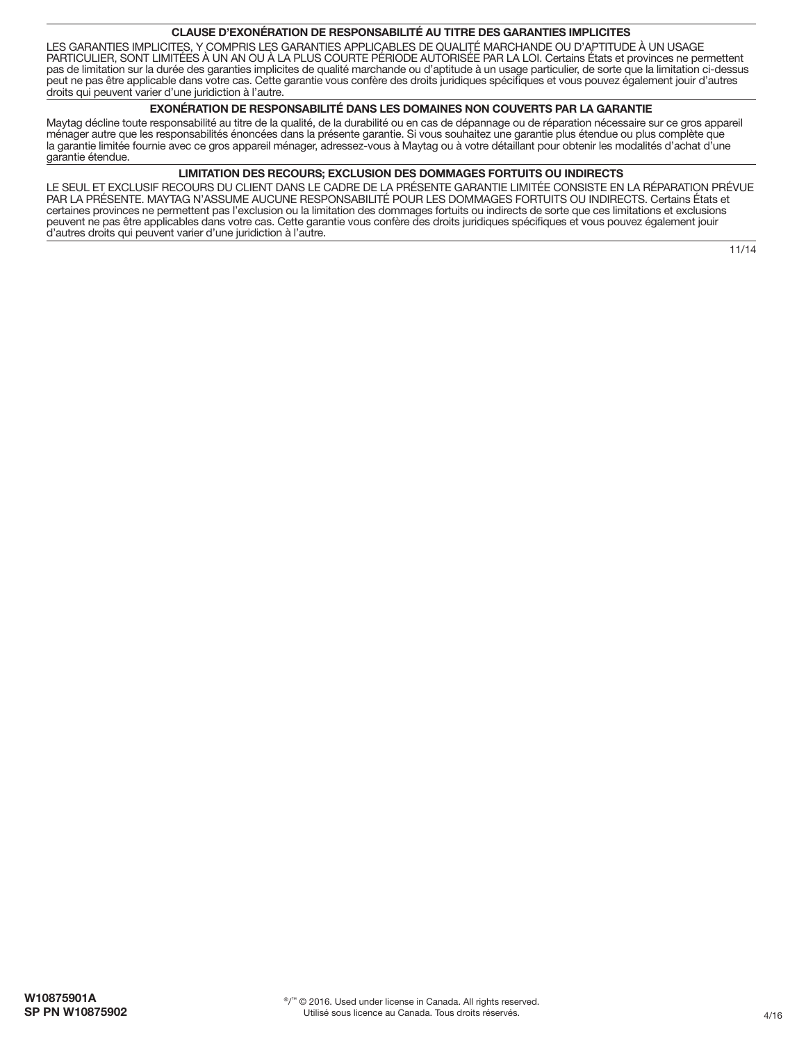### CLAUSE D'EXONÉRATION DE RESPONSABILITÉ AU TITRE DES GARANTIES IMPLICITES

LES GARANTIES IMPLICITES, Y COMPRIS LES GARANTIES APPLICABLES DE QUALITÉ MARCHANDE OU D'APTITUDE À UN USAGE PARTICULIER, SONT LIMITÉES À UN AN OU À LA PLUS COURTE PÉRIODE AUTORISÉE PAR LA LOI. Certains États et provinces ne permettent pas de limitation sur la durée des garanties implicites de qualité marchande ou d'aptitude à un usage particulier, de sorte que la limitation ci-dessus peut ne pas être applicable dans votre cas. Cette garantie vous confère des droits juridiques spécifiques et vous pouvez également jouir d'autres droits qui peuvent varier d'une juridiction à l'autre.

### EXONÉRATION DE RESPONSABILITÉ DANS LES DOMAINES NON COUVERTS PAR LA GARANTIE

Maytag décline toute responsabilité au titre de la qualité, de la durabilité ou en cas de dépannage ou de réparation nécessaire sur ce gros appareil ménager autre que les responsabilités énoncées dans la présente garantie. Si vous souhaitez une garantie plus étendue ou plus complète que la garantie limitée fournie avec ce gros appareil ménager, adressez-vous à Maytag ou à votre détaillant pour obtenir les modalités d'achat d'une garantie étendue.

### LIMITATION DES RECOURS; EXCLUSION DES DOMMAGES FORTUITS OU INDIRECTS

LE SEUL ET EXCLUSIF RECOURS DU CLIENT DANS LE CADRE DE LA PRÉSENTE GARANTIE LIMITÉE CONSISTE EN LA RÉPARATION PRÉVUE PAR LA PRÉSENTE. MAYTAG N'ASSUME AUCUNE RESPONSABILITÉ POUR LES DOMMAGES FORTUITS OU INDIRECTS. Certains États et certaines provinces ne permettent pas l'exclusion ou la limitation des dommages fortuits ou indirects de sorte que ces limitations et exclusions peuvent ne pas être applicables dans votre cas. Cette garantie vous confère des droits juridiques spécifiques et vous pouvez également jouir d'autres droits qui peuvent varier d'une juridiction à l'autre.

11/14

**W10875901A**
**SP PN W10875902**

®/™ © 2016. Used under license in Canada. All rights reserved.
Utilisé sous licence au Canada. Tous droits réservés.

4/16